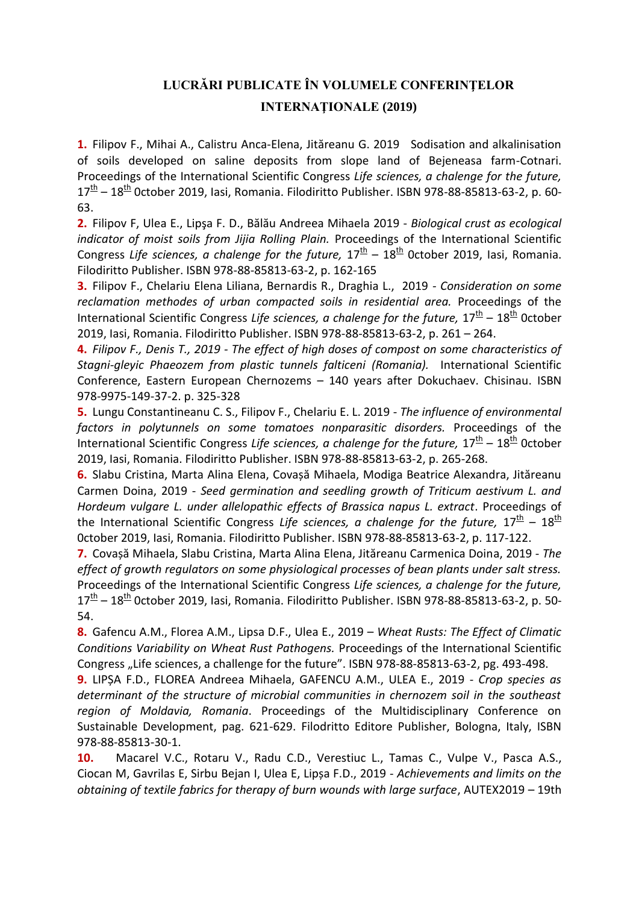# LUCRĂRI PUBLICATE ÎN VOLUMELE CONFERINȚELOR INTERNAȚIONALE (2019)

**1.** Filipov F., Mihai A., Calistru Anca-Elena, Jităreanu G. 2019 Sodisation and alkalinisation of soils developed on saline deposits from slope land of Bejeneasa farm-Cotnari. Proceedings of the International Scientific Congress *Life sciences, a chalenge for the future,* 17th – 18th 0ctober 2019, Iasi, Romania. Filodiritto Publisher. ISBN 978-88-85813-63-2, p. 60-63.

**2.** Filipov F, Ulea E., Lipşa F. D., Bălău Andreea Mihaela 2019 - *Biological crust as ecological indicator of moist soils from Jijia Rolling Plain.* Proceedings of the International Scientific Congress *Life sciences, a chalenge for the future,* 17th – 18th 0ctober 2019, Iasi, Romania. Filodiritto Publisher. ISBN 978-88-85813-63-2, p. 162-165

**3.** Filipov F., Chelariu Elena Liliana, Bernardis R., Draghia L., 2019 - *Consideration on some reclamation methodes of urban compacted soils in residential area.* Proceedings of the International Scientific Congress *Life sciences, a chalenge for the future,* 17th – 18th 0ctober 2019, Iasi, Romania. Filodiritto Publisher. ISBN 978-88-85813-63-2, p. 261 – 264.

**4.** *Filipov F., Denis T., 2019 - The effect of high doses of compost on some characteristics of Stagni-gleyic Phaeozem from plastic tunnels falticeni (Romania).* International Scientific Conference, Eastern European Chernozems – 140 years after Dokuchaev. Chisinau. ISBN 978-9975-149-37-2. p. 325-328

**5.** Lungu Constantineanu C. S., Filipov F., Chelariu E. L. 2019 - *The influence of environmental factors in polytunnels on some tomatoes nonparasitic disorders.* Proceedings of the International Scientific Congress *Life sciences, a chalenge for the future,* 17th – 18th 0ctober 2019, Iasi, Romania. Filodiritto Publisher. ISBN 978-88-85813-63-2, p. 265-268.

**6.** Slabu Cristina, Marta Alina Elena, Covașă Mihaela, Modiga Beatrice Alexandra, Jităreanu Carmen Doina, 2019 - *Seed germination and seedling growth of Triticum aestivum L. and Hordeum vulgare L. under allelopathic effects of Brassica napus L. extract*. Proceedings of the International Scientific Congress *Life sciences, a chalenge for the future,* 17th – 18th 0ctober 2019, Iasi, Romania. Filodiritto Publisher. ISBN 978-88-85813-63-2, p. 117-122.

**7.** Covașă Mihaela, Slabu Cristina, Marta Alina Elena, Jităreanu Carmenica Doina, 2019 - *The effect of growth regulators on some physiological processes of bean plants under salt stress.* Proceedings of the International Scientific Congress *Life sciences, a chalenge for the future,* 17th – 18th 0ctober 2019, Iasi, Romania. Filodiritto Publisher. ISBN 978-88-85813-63-2, p. 50-54.

**8.** Gafencu A.M., Florea A.M., Lipsa D.F., Ulea E., 2019 – *Wheat Rusts: The Effect of Climatic Conditions Variability on Wheat Rust Pathogens.* Proceedings of the International Scientific Congress „Life sciences, a challenge for the future". ISBN 978-88-85813-63-2, pg. 493-498.

**9.** LIPȘA F.D., FLOREA Andreea Mihaela, GAFENCU A.M., ULEA E., 2019 - *Crop species as determinant of the structure of microbial communities in chernozem soil in the southeast region of Moldavia, Romania*. Proceedings of the Multidisciplinary Conference on Sustainable Development, pag. 621-629. Filodritto Editore Publisher, Bologna, Italy, ISBN 978-88-85813-30-1.

**10.** Macarel V.C., Rotaru V., Radu C.D., Verestiuc L., Tamas C., Vulpe V., Pasca A.S., Ciocan M, Gavrilas E, Sirbu Bejan I, Ulea E, Lipșa F.D., 2019 - *Achievements and limits on the obtaining of textile fabrics for therapy of burn wounds with large surface*, AUTEX2019 – 19th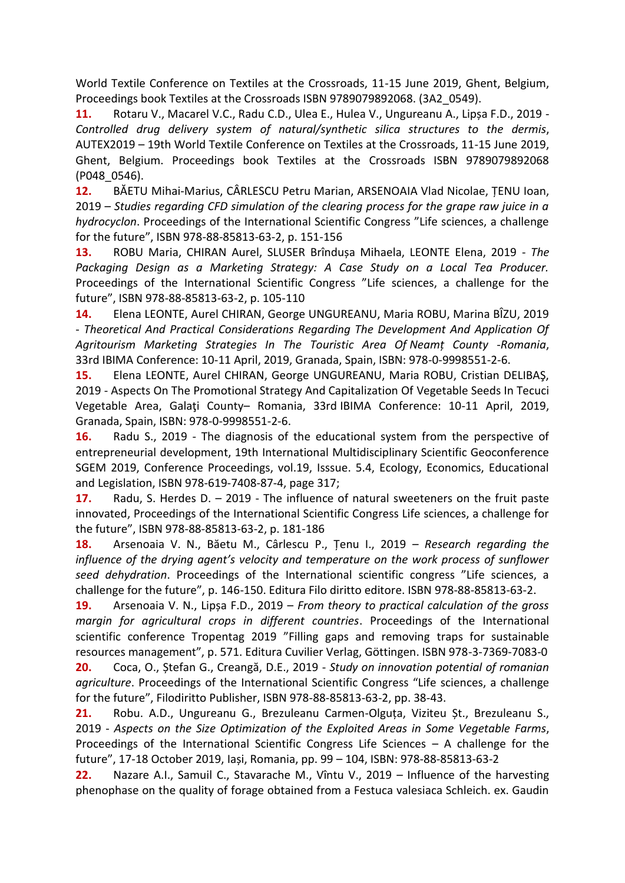World Textile Conference on Textiles at the Crossroads, 11-15 June 2019, Ghent, Belgium, Proceedings book Textiles at the Crossroads ISBN 9789079892068. (3A2_0549).

**11.** Rotaru V., Macarel V.C., Radu C.D., Ulea E., Hulea V., Ungureanu A., Lipșa F.D., 2019 - *Controlled drug delivery system of natural/synthetic silica structures to the dermis*, AUTEX2019 – 19th World Textile Conference on Textiles at the Crossroads, 11-15 June 2019, Ghent, Belgium. Proceedings book Textiles at the Crossroads ISBN 9789079892068 (P048_0546).

**12.** BĂETU Mihai-Marius, CÂRLESCU Petru Marian, ARSENOAIA Vlad Nicolae, ȚENU Ioan, 2019 – *Studies regarding CFD simulation of the clearing process for the grape raw juice in a hydrocyclon*. Proceedings of the International Scientific Congress "Life sciences, a challenge for the future", ISBN 978-88-85813-63-2, p. 151-156

**13.** ROBU Maria, CHIRAN Aurel, SLUSER Brîndușa Mihaela, LEONTE Elena, 2019 - *The Packaging Design as a Marketing Strategy: A Case Study on a Local Tea Producer.* Proceedings of the International Scientific Congress "Life sciences, a challenge for the future", ISBN 978-88-85813-63-2, p. 105-110

**14.** Elena LEONTE, Aurel CHIRAN, George UNGUREANU, Maria ROBU, Marina BÎZU, 2019 - *Theoretical And Practical Considerations Regarding The Development And Application Of Agritourism Marketing Strategies In The Touristic Area Of Neamț County -Romania*, 33rd IBIMA Conference: 10-11 April, 2019, Granada, Spain, ISBN: 978-0-9998551-2-6.

**15.** Elena LEONTE, Aurel CHIRAN, George UNGUREANU, Maria ROBU, Cristian DELIBAŞ, 2019 - Aspects On The Promotional Strategy And Capitalization Of Vegetable Seeds In Tecuci Vegetable Area, Galaţi County– Romania, 33rd IBIMA Conference: 10-11 April, 2019, Granada, Spain, ISBN: 978-0-9998551-2-6.

**16.** Radu S., 2019 - The diagnosis of the educational system from the perspective of entrepreneurial development, 19th International Multidisciplinary Scientific Geoconference SGEM 2019, Conference Proceedings, vol.19, Isssue. 5.4, Ecology, Economics, Educational and Legislation, ISBN 978-619-7408-87-4, page 317;

**17.** Radu, S. Herdes D. – 2019 - The influence of natural sweeteners on the fruit paste innovated, Proceedings of the International Scientific Congress Life sciences, a challenge for the future", ISBN 978-88-85813-63-2, p. 181-186

**18.** Arsenoaia V. N., Băetu M., Cârlescu P., Țenu I., 2019 – *Research regarding the influence of the drying agent's velocity and temperature on the work process of sunflower seed dehydration*. Proceedings of the International scientific congress "Life sciences, a challenge for the future", p. 146-150. Editura Filo diritto editore. ISBN 978-88-85813-63-2.

**19.** Arsenoaia V. N., Lipșa F.D., 2019 – *From theory to practical calculation of the gross margin for agricultural crops in different countries*. Proceedings of the International scientific conference Tropentag 2019 "Filling gaps and removing traps for sustainable resources management", p. 571. Editura Cuvilier Verlag, Göttingen. ISBN 978-3-7369-7083-0

**20.** Coca, O., Ștefan G., Creangă, D.E., 2019 - *Study on innovation potential of romanian agriculture*. Proceedings of the International Scientific Congress "Life sciences, a challenge for the future", Filodiritto Publisher, ISBN 978-88-85813-63-2, pp. 38-43.

**21.** Robu. A.D., Ungureanu G., Brezuleanu Carmen-Olguța, Viziteu Șt., Brezuleanu S., 2019 - *Aspects on the Size Optimization of the Exploited Areas in Some Vegetable Farms*, Proceedings of the International Scientific Congress Life Sciences – A challenge for the future", 17-18 October 2019, Iași, Romania, pp. 99 – 104, ISBN: 978-88-85813-63-2

**22.** Nazare A.I., Samuil C., Stavarache M., Vîntu V., 2019 – Influence of the harvesting phenophase on the quality of forage obtained from a Festuca valesiaca Schleich. ex. Gaudin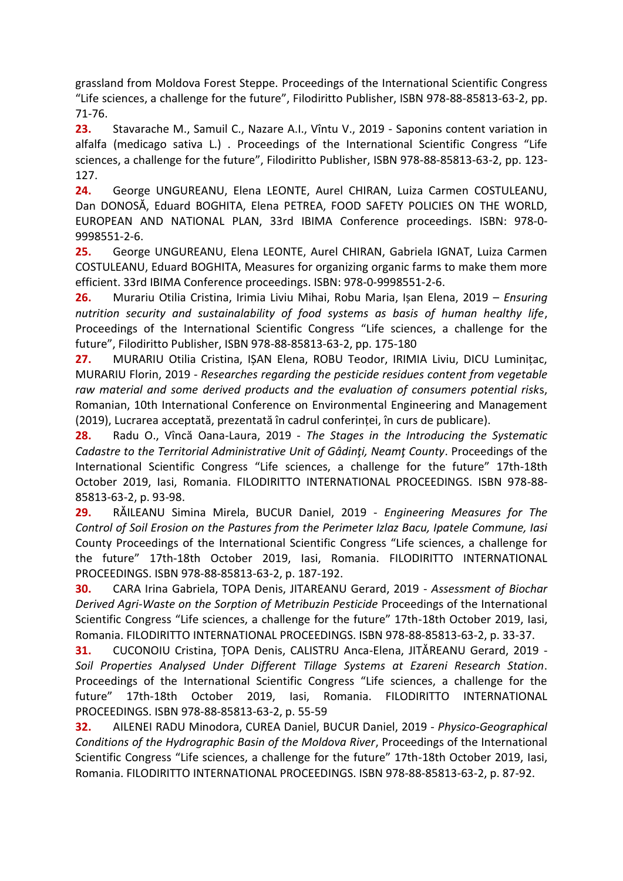grassland from Moldova Forest Steppe. Proceedings of the International Scientific Congress "Life sciences, a challenge for the future", Filodiritto Publisher, ISBN 978-88-85813-63-2, pp. 71-76.

**23.** Stavarache M., Samuil C., Nazare A.I., Vîntu V., 2019 - Saponins content variation in alfalfa (medicago sativa L.) . Proceedings of the International Scientific Congress "Life sciences, a challenge for the future", Filodiritto Publisher, ISBN 978-88-85813-63-2, pp. 123-127.

**24.** George UNGUREANU, Elena LEONTE, Aurel CHIRAN, Luiza Carmen COSTULEANU, Dan DONOSĂ, Eduard BOGHITA, Elena PETREA, FOOD SAFETY POLICIES ON THE WORLD, EUROPEAN AND NATIONAL PLAN, 33rd IBIMA Conference proceedings. ISBN: 978-0-9998551-2-6.

**25.** George UNGUREANU, Elena LEONTE, Aurel CHIRAN, Gabriela IGNAT, Luiza Carmen COSTULEANU, Eduard BOGHITA, Measures for organizing organic farms to make them more efficient. 33rd IBIMA Conference proceedings. ISBN: 978-0-9998551-2-6.

**26.** Murariu Otilia Cristina, Irimia Liviu Mihai, Robu Maria, Ișan Elena, 2019 – *Ensuring nutrition security and sustainalability of food systems as basis of human healthy life*, Proceedings of the International Scientific Congress "Life sciences, a challenge for the future", Filodiritto Publisher, ISBN 978-88-85813-63-2, pp. 175-180

**27.** MURARIU Otilia Cristina, IȘAN Elena, ROBU Teodor, IRIMIA Liviu, DICU Luminițac, MURARIU Florin, 2019 - *Researches regarding the pesticide residues content from vegetable raw material and some derived products and the evaluation of consumers potential risk*s, Romanian, 10th International Conference on Environmental Engineering and Management (2019), Lucrarea acceptată, prezentată în cadrul conferinței, în curs de publicare).

**28.** Radu O., Vîncă Oana-Laura, 2019 - *The Stages in the Introducing the Systematic Cadastre to the Territorial Administrative Unit of Gâdinţi, Neamţ County*. Proceedings of the International Scientific Congress "Life sciences, a challenge for the future" 17th-18th October 2019, Iasi, Romania. FILODIRITTO INTERNATIONAL PROCEEDINGS. ISBN 978-88-85813-63-2, p. 93-98.

**29.** RĂILEANU Simina Mirela, BUCUR Daniel, 2019 - *Engineering Measures for The Control of Soil Erosion on the Pastures from the Perimeter Izlaz Bacu, Ipatele Commune, Iasi* County Proceedings of the International Scientific Congress "Life sciences, a challenge for the future" 17th-18th October 2019, Iasi, Romania. FILODIRITTO INTERNATIONAL PROCEEDINGS. ISBN 978-88-85813-63-2, p. 187-192.

**30.** CARA Irina Gabriela, TOPA Denis, JITAREANU Gerard, 2019 - *Assessment of Biochar Derived Agri-Waste on the Sorption of Metribuzin Pesticide* Proceedings of the International Scientific Congress "Life sciences, a challenge for the future" 17th-18th October 2019, Iasi, Romania. FILODIRITTO INTERNATIONAL PROCEEDINGS. ISBN 978-88-85813-63-2, p. 33-37.

**31.** CUCONOIU Cristina, ȚOPA Denis, CALISTRU Anca-Elena, JITĂREANU Gerard, 2019 - *Soil Properties Analysed Under Different Tillage Systems at Ezareni Research Station*. Proceedings of the International Scientific Congress "Life sciences, a challenge for the future" 17th-18th October 2019, Iasi, Romania. FILODIRITTO INTERNATIONAL PROCEEDINGS. ISBN 978-88-85813-63-2, p. 55-59

**32.** AILENEI RADU Minodora, CUREA Daniel, BUCUR Daniel, 2019 - *Physico-Geographical Conditions of the Hydrographic Basin of the Moldova River*, Proceedings of the International Scientific Congress "Life sciences, a challenge for the future" 17th-18th October 2019, Iasi, Romania. FILODIRITTO INTERNATIONAL PROCEEDINGS. ISBN 978-88-85813-63-2, p. 87-92.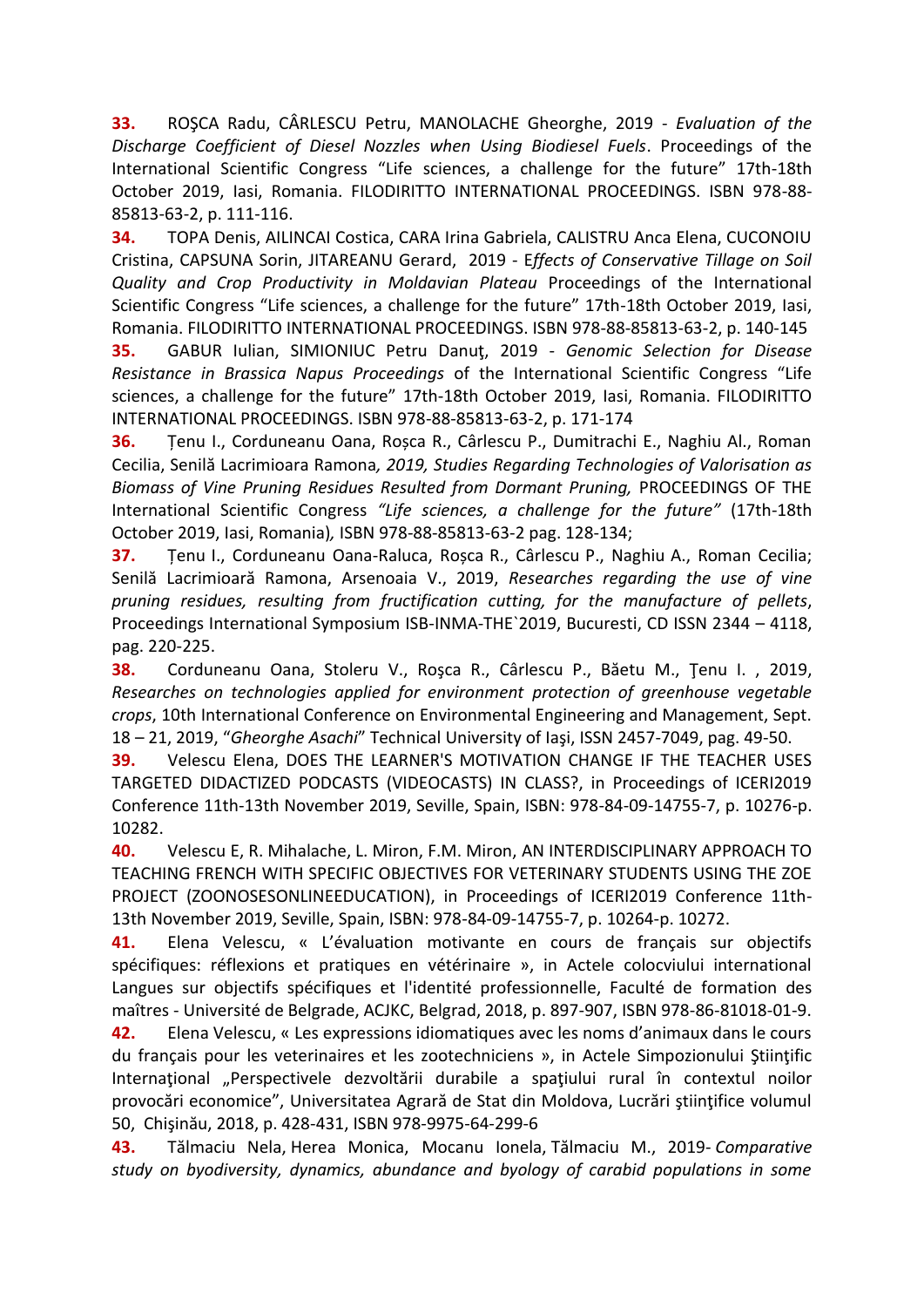**33.** ROŞCA Radu, CÂRLESCU Petru, MANOLACHE Gheorghe, 2019 - *Evaluation of the Discharge Coefficient of Diesel Nozzles when Using Biodiesel Fuels*. Proceedings of the International Scientific Congress "Life sciences, a challenge for the future" 17th-18th October 2019, Iasi, Romania. FILODIRITTO INTERNATIONAL PROCEEDINGS. ISBN 978-88-85813-63-2, p. 111-116.

**34.** TOPA Denis, AILINCAI Costica, CARA Irina Gabriela, CALISTRU Anca Elena, CUCONOIU Cristina, CAPSUNA Sorin, JITAREANU Gerard, 2019 - E*ffects of Conservative Tillage on Soil Quality and Crop Productivity in Moldavian Plateau* Proceedings of the International Scientific Congress "Life sciences, a challenge for the future" 17th-18th October 2019, Iasi, Romania. FILODIRITTO INTERNATIONAL PROCEEDINGS. ISBN 978-88-85813-63-2, p. 140-145

**35.** GABUR Iulian, SIMIONIUC Petru Danuţ, 2019 - *Genomic Selection for Disease Resistance in Brassica Napus Proceedings* of the International Scientific Congress "Life sciences, a challenge for the future" 17th-18th October 2019, Iasi, Romania. FILODIRITTO INTERNATIONAL PROCEEDINGS. ISBN 978-88-85813-63-2, p. 171-174

**36.** Țenu I., Corduneanu Oana, Roșca R., Cârlescu P., Dumitrachi E., Naghiu Al., Roman Cecilia, Senilă Lacrimioara Ramona*, 2019, Studies Regarding Technologies of Valorisation as Biomass of Vine Pruning Residues Resulted from Dormant Pruning,* PROCEEDINGS OF THE International Scientific Congress *"Life sciences, a challenge for the future"* (17th-18th October 2019, Iasi, Romania)*,* ISBN 978-88-85813-63-2 pag. 128-134;

**37.** Ţenu I., Corduneanu Oana-Raluca, Roșca R., Cârlescu P., Naghiu A., Roman Cecilia; Senilă Lacrimioară Ramona, Arsenoaia V., 2019, *Researches regarding the use of vine pruning residues, resulting from fructification cutting, for the manufacture of pellets*, Proceedings International Symposium ISB-INMA-THE`2019, Bucuresti, CD ISSN 2344 – 4118, pag. 220-225.

**38.** Corduneanu Oana, Stoleru V., Roşca R., Cârlescu P., Băetu M., Ţenu I. , 2019, *Researches on technologies applied for environment protection of greenhouse vegetable crops*, 10th International Conference on Environmental Engineering and Management, Sept. 18 – 21, 2019, "*Gheorghe Asachi*" Technical University of Iaşi, ISSN 2457-7049, pag. 49-50.

**39.** Velescu Elena, DOES THE LEARNER'S MOTIVATION CHANGE IF THE TEACHER USES TARGETED DIDACTIZED PODCASTS (VIDEOCASTS) IN CLASS?, in Proceedings of ICERI2019 Conference 11th-13th November 2019, Seville, Spain, ISBN: 978-84-09-14755-7, p. 10276-p. 10282.

**40.** Velescu E, R. Mihalache, L. Miron, F.M. Miron, AN INTERDISCIPLINARY APPROACH TO TEACHING FRENCH WITH SPECIFIC OBJECTIVES FOR VETERINARY STUDENTS USING THE ZOE PROJECT (ZOONOSESONLINEEDUCATION), in Proceedings of ICERI2019 Conference 11th-13th November 2019, Seville, Spain, ISBN: 978-84-09-14755-7, p. 10264-p. 10272.

**41.** Elena Velescu, « L'évaluation motivante en cours de français sur objectifs spécifiques: réflexions et pratiques en vétérinaire », in Actele colocviului international Langues sur objectifs spécifiques et l'identité professionnelle, Faculté de formation des maîtres - Université de Belgrade, ACJKC, Belgrad, 2018, p. 897-907, ISBN 978-86-81018-01-9.

**42.** Elena Velescu, « Les expressions idiomatiques avec les noms d'animaux dans le cours du français pour les veterinaires et les zootechniciens », in Actele Simpozionului Ştiinţific Internaţional „Perspectivele dezvoltării durabile a spaţiului rural în contextul noilor provocări economice", Universitatea Agrară de Stat din Moldova, Lucrări ştiinţifice volumul 50, Chişinău, 2018, p. 428-431, ISBN 978-9975-64-299-6

**43.** Tălmaciu Nela, Herea Monica, Mocanu Ionela, Tălmaciu M., 2019- *Comparative study on byodiversity, dynamics, abundance and byology of carabid populations in some*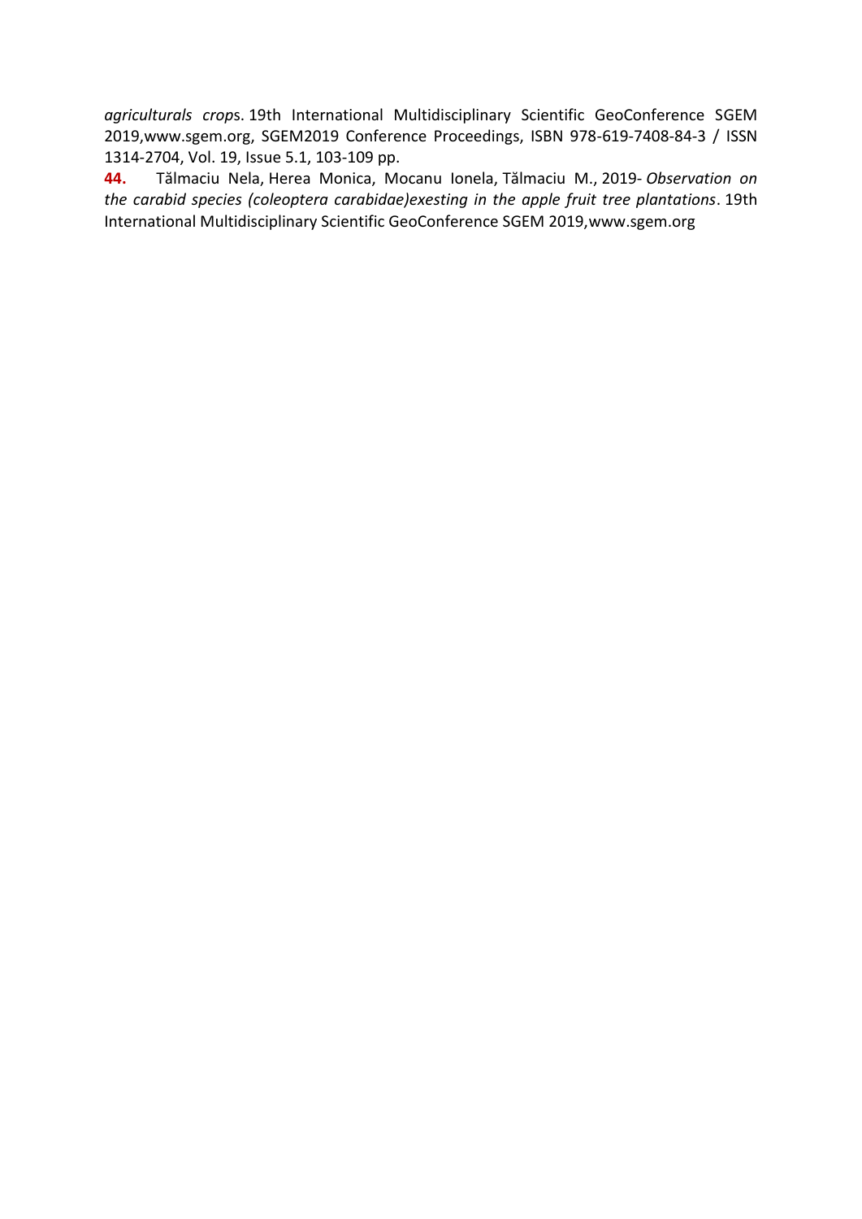*agriculturals crops*. 19th International Multidisciplinary Scientific GeoConference SGEM 2019,www.sgem.org, SGEM2019 Conference Proceedings, ISBN 978-619-7408-84-3 / ISSN 1314-2704, Vol. 19, Issue 5.1, 103-109 pp.

**44.** Tălmaciu Nela, Herea Monica, Mocanu Ionela, Tălmaciu M., 2019- *Observation on the carabid species (coleoptera carabidae)exesting in the apple fruit tree plantations*. 19th International Multidisciplinary Scientific GeoConference SGEM 2019,www.sgem.org